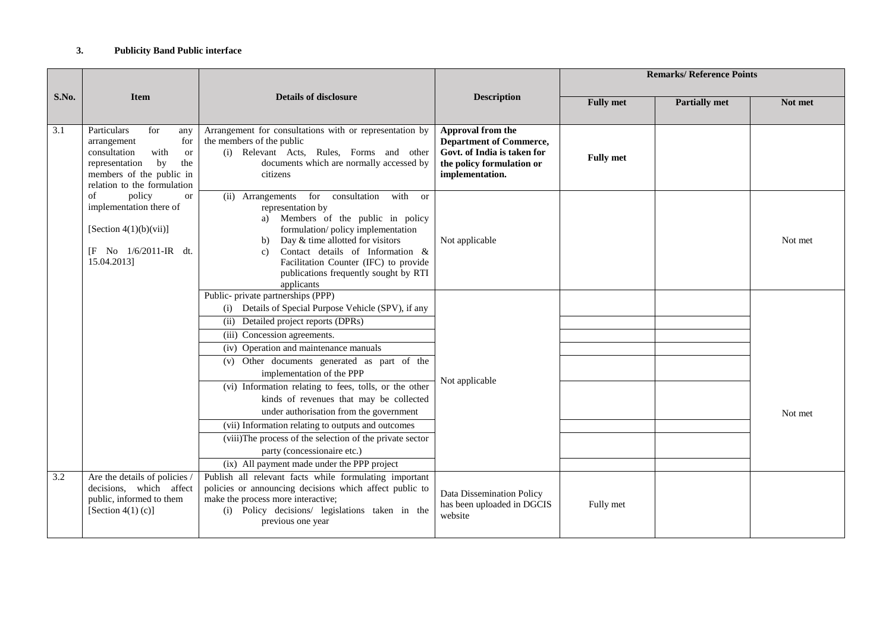### 3. Publicity Band Public interface

| S.No. | Item | Details of disclosure | Description | Remarks/ Reference Points | | |
|---|---|---|---|---|---|---|
| | | | | Fully met | Partially met | Not met |
| 3.1 | Particulars for any arrangement for consultation with or representation by the members of the public in relation to the formulation of policy or implementation there of<br><br>[Section 4(1)(b)(vii)]<br><br>[F No 1/6/2011-IR dt. 15.04.2013] | Arrangement for consultations with or representation by the members of the public<br>(i) Relevant Acts, Rules, Forms and other documents which are normally accessed by citizens | **Approval from the Department of Commerce, Govt. of India is taken for the policy formulation or implementation.** | **Fully met** | | |
| | | (ii) Arrangements for consultation with or representation by<br>a) Members of the public in policy formulation/ policy implementation<br>b) Day & time allotted for visitors<br>c) Contact details of Information & Facilitation Counter (IFC) to provide publications frequently sought by RTI applicants | Not applicable | | | Not met |
| | | Public- private partnerships (PPP)<br>(i) Details of Special Purpose Vehicle (SPV), if any<br>(ii) Detailed project reports (DPRs)<br>(iii) Concession agreements.<br>(iv) Operation and maintenance manuals<br>(v) Other documents generated as part of the implementation of the PPP<br>(vi) Information relating to fees, tolls, or the other kinds of revenues that may be collected under authorisation from the government<br>(vii) Information relating to outputs and outcomes<br>(viii)The process of the selection of the private sector party (concessionaire etc.)<br>(ix) All payment made under the PPP project | Not applicable | | | Not met |
| 3.2 | Are the details of policies / decisions, which affect public, informed to them<br>[Section 4(1) (c)] | Publish all relevant facts while formulating important policies or announcing decisions which affect public to make the process more interactive;<br>(i) Policy decisions/ legislations taken in the previous one year | Data Dissemination Policy has been uploaded in DGCIS website | Fully met | | |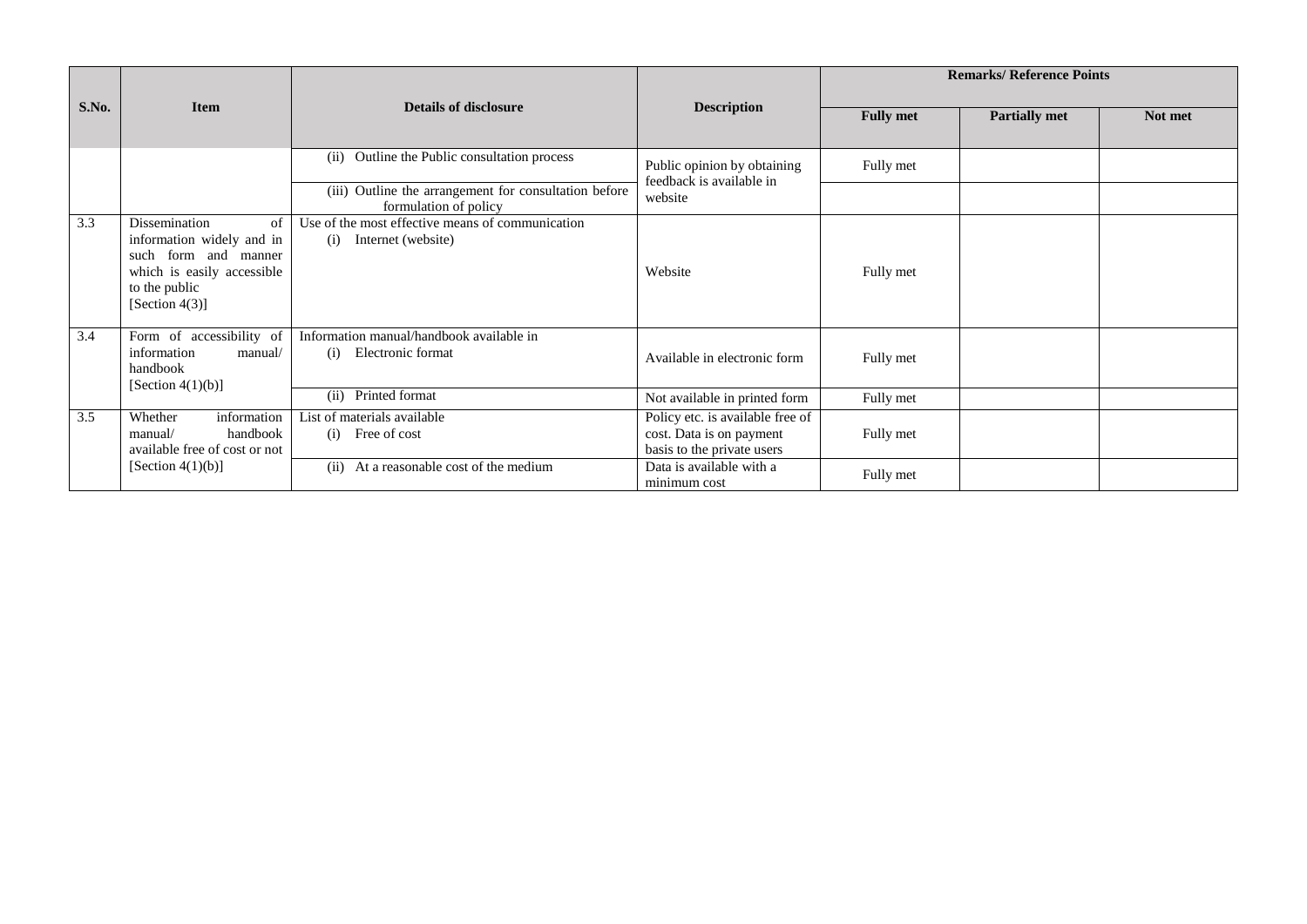| S.No. | Item | Details of disclosure | Description | Remarks/ Reference Points | | |
|---|---|---|---|---|---|---|
| | | | | Fully met | Partially met | Not met |
| | | (ii) Outline the Public consultation process | Public opinion by obtaining feedback is available in website | Fully met | | |
| | | (iii) Outline the arrangement for consultation before formulation of policy | | | | |
| 3.3 | Dissemination of information widely and in such form and manner which is easily accessible to the public [Section 4(3)] | Use of the most effective means of communication (i) Internet (website) | Website | Fully met | | |
| 3.4 | Form of accessibility of information manual/ handbook [Section 4(1)(b)] | Information manual/handbook available in (i) Electronic format | Available in electronic form | Fully met | | |
| | | (ii) Printed format | Not available in printed form | Fully met | | |
| 3.5 | Whether information manual/ handbook available free of cost or not [Section 4(1)(b)] | List of materials available (i) Free of cost | Policy etc. is available free of cost. Data is on payment basis to the private users | Fully met | | |
| | | (ii) At a reasonable cost of the medium | Data is available with a minimum cost | Fully met | | |